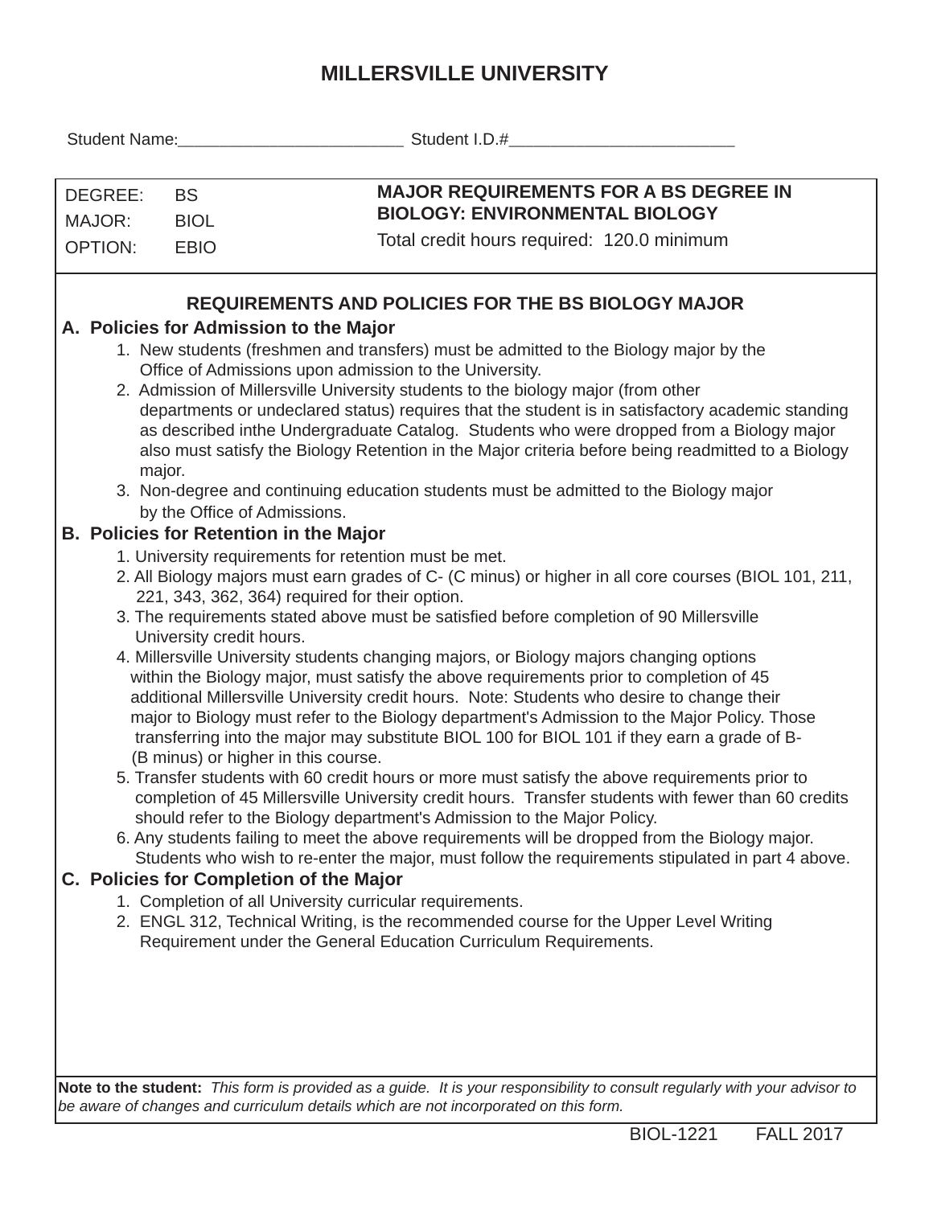# MILLERSVILLE UNIVERSITY

Student Name:________________________ Student I.D.#________________________

| DEGREE: | BS | **MAJOR REQUIREMENTS FOR A BS DEGREE IN BIOLOGY: ENVIRONMENTAL BIOLOGY** |
|---|---|---|
| MAJOR: | BIOL | Total credit hours required: 120.0 minimum |
| OPTION: | EBIO | |

## REQUIREMENTS AND POLICIES FOR THE BS BIOLOGY MAJOR

### A. Policies for Admission to the Major

1. New students (freshmen and transfers) must be admitted to the Biology major by the Office of Admissions upon admission to the University.
2. Admission of Millersville University students to the biology major (from other departments or undeclared status) requires that the student is in satisfactory academic standing as described inthe Undergraduate Catalog. Students who were dropped from a Biology major also must satisfy the Biology Retention in the Major criteria before being readmitted to a Biology major.
3. Non-degree and continuing education students must be admitted to the Biology major by the Office of Admissions.

### B. Policies for Retention in the Major

1. University requirements for retention must be met.
2. All Biology majors must earn grades of C- (C minus) or higher in all core courses (BIOL 101, 211, 221, 343, 362, 364) required for their option.
3. The requirements stated above must be satisfied before completion of 90 Millersville University credit hours.
4. Millersville University students changing majors, or Biology majors changing options within the Biology major, must satisfy the above requirements prior to completion of 45 additional Millersville University credit hours. Note: Students who desire to change their major to Biology must refer to the Biology department's Admission to the Major Policy. Those transferring into the major may substitute BIOL 100 for BIOL 101 if they earn a grade of B- (B minus) or higher in this course.
5. Transfer students with 60 credit hours or more must satisfy the above requirements prior to completion of 45 Millersville University credit hours. Transfer students with fewer than 60 credits should refer to the Biology department's Admission to the Major Policy.
6. Any students failing to meet the above requirements will be dropped from the Biology major. Students who wish to re-enter the major, must follow the requirements stipulated in part 4 above.

### C. Policies for Completion of the Major

1. Completion of all University curricular requirements.
2. ENGL 312, Technical Writing, is the recommended course for the Upper Level Writing Requirement under the General Education Curriculum Requirements.

**Note to the student:** *This form is provided as a guide. It is your responsibility to consult regularly with your advisor to be aware of changes and curriculum details which are not incorporated on this form.*

BIOL-1221 FALL 2017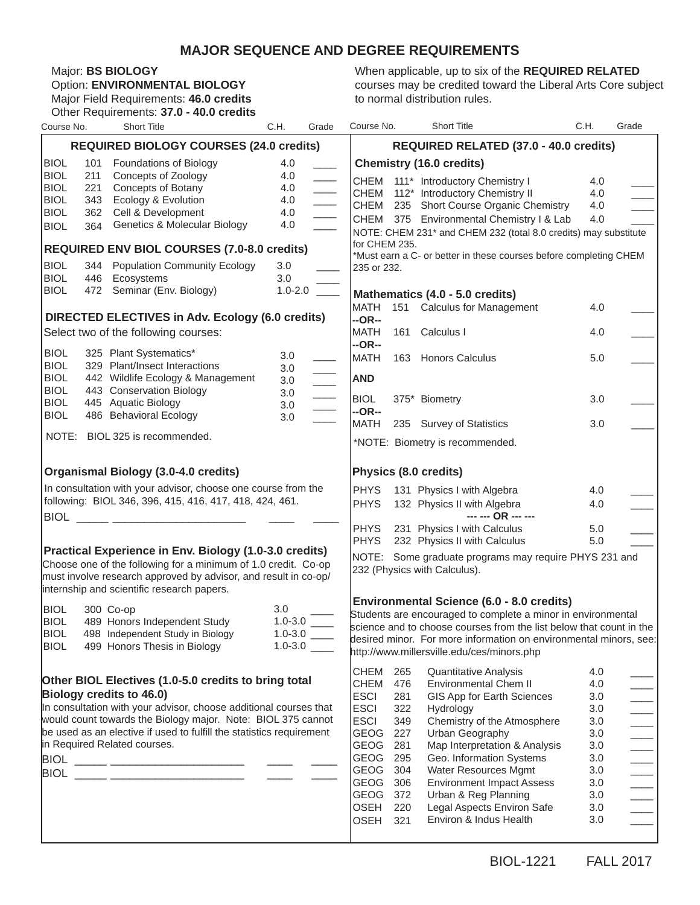# MAJOR SEQUENCE AND DEGREE REQUIREMENTS

Major: **BS BIOLOGY**
Option: **ENVIRONMENTAL BIOLOGY**
Major Field Requirements: **46.0 credits**
Other Requirements: **37.0 - 40.0 credits**

When applicable, up to six of the **REQUIRED RELATED** courses may be credited toward the Liberal Arts Core subject to normal distribution rules.

## REQUIRED BIOLOGY COURSES (24.0 credits)

| Course No. | | Short Title | C.H. | Grade |
|---|---|---|---|---|
| BIOL | 101 | Foundations of Biology | 4.0 | ____ |
| BIOL | 211 | Concepts of Zoology | 4.0 | ____ |
| BIOL | 221 | Concepts of Botany | 4.0 | ____ |
| BIOL | 343 | Ecology & Evolution | 4.0 | ____ |
| BIOL | 362 | Cell & Development | 4.0 | ____ |
| BIOL | 364 | Genetics & Molecular Biology | 4.0 | ____ |

## REQUIRED ENV BIOL COURSES (7.0-8.0 credits)

| Course No. | | Short Title | C.H. | Grade |
|---|---|---|---|---|
| BIOL | 344 | Population Community Ecology | 3.0 | ____ |
| BIOL | 446 | Ecosystems | 3.0 | ____ |
| BIOL | 472 | Seminar (Env. Biology) | 1.0-2.0 | ____ |

## DIRECTED ELECTIVES in Adv. Ecology (6.0 credits)

Select two of the following courses:

| Course No. | | Short Title | C.H. | Grade |
|---|---|---|---|---|
| BIOL | 325 | Plant Systematics* | 3.0 | ____ |
| BIOL | 329 | Plant/Insect Interactions | 3.0 | ____ |
| BIOL | 442 | Wildlife Ecology & Management | 3.0 | ____ |
| BIOL | 443 | Conservation Biology | 3.0 | ____ |
| BIOL | 445 | Aquatic Biology | 3.0 | ____ |
| BIOL | 486 | Behavioral Ecology | 3.0 | ____ |

NOTE: BIOL 325 is recommended.

### Organismal Biology (3.0-4.0 credits)

In consultation with your advisor, choose one course from the following: BIOL 346, 396, 415, 416, 417, 418, 424, 461.

BIOL _____ ______________________ ____ ____

### Practical Experience in Env. Biology (1.0-3.0 credits)

Choose one of the following for a minimum of 1.0 credit. Co-op must involve research approved by advisor, and result in co-op/ internship and scientific research papers.

| Course No. | | Short Title | C.H. | Grade |
|---|---|---|---|---|
| BIOL | 300 | Co-op | 3.0 | ____ |
| BIOL | 489 | Honors Independent Study | 1.0-3.0 | ____ |
| BIOL | 498 | Independent Study in Biology | 1.0-3.0 | ____ |
| BIOL | 499 | Honors Thesis in Biology | 1.0-3.0 | ____ |

### Other BIOL Electives (1.0-5.0 credits to bring total Biology credits to 46.0)

In consultation with your advisor, choose additional courses that would count towards the Biology major. Note: BIOL 375 cannot be used as an elective if used to fulfill the statistics requirement in Required Related courses.

BIOL _____ ______________________ ____ ____
BIOL _____ ______________________ ____ ____

## REQUIRED RELATED (37.0 - 40.0 credits)

### Chemistry (16.0 credits)

| Course No. | | Short Title | C.H. | Grade |
|---|---|---|---|---|
| CHEM | 111* | Introductory Chemistry I | 4.0 | ____ |
| CHEM | 112* | Introductory Chemistry II | 4.0 | ____ |
| CHEM | 235 | Short Course Organic Chemistry | 4.0 | ____ |
| CHEM | 375 | Environmental Chemistry I & Lab | 4.0 | ____ |

NOTE: CHEM 231* and CHEM 232 (total 8.0 credits) may substitute for CHEM 235.
*Must earn a C- or better in these courses before completing CHEM 235 or 232.

### Mathematics (4.0 - 5.0 credits)

| Course No. | | Short Title | C.H. | Grade |
|---|---|---|---|---|
| MATH | 151 | Calculus for Management | 4.0 | ____ |
| --OR-- | | | | |
| MATH | 161 | Calculus I | 4.0 | ____ |
| --OR-- | | | | |
| MATH | 163 | Honors Calculus | 5.0 | ____ |
| **AND** | | | | |
| BIOL | 375* | Biometry | 3.0 | ____ |
| --OR-- | | | | |
| MATH | 235 | Survey of Statistics | 3.0 | ____ |

*NOTE: Biometry is recommended.

### Physics (8.0 credits)

| Course No. | | Short Title | C.H. | Grade |
|---|---|---|---|---|
| PHYS | 131 | Physics I with Algebra | 4.0 | ____ |
| PHYS | 132 | Physics II with Algebra | 4.0 | ____ |
| --- --- OR --- --- | | | | |
| PHYS | 231 | Physics I with Calculus | 5.0 | ____ |
| PHYS | 232 | Physics II with Calculus | 5.0 | ____ |

NOTE: Some graduate programs may require PHYS 231 and 232 (Physics with Calculus).

### Environmental Science (6.0 - 8.0 credits)

Students are encouraged to complete a minor in environmental science and to choose courses from the list below that count in the desired minor. For more information on environmental minors, see: http://www.millersville.edu/ces/minors.php

| Course No. | | Short Title | C.H. | Grade |
|---|---|---|---|---|
| CHEM | 265 | Quantitative Analysis | 4.0 | ____ |
| CHEM | 476 | Environmental Chem II | 4.0 | ____ |
| ESCI | 281 | GIS App for Earth Sciences | 3.0 | ____ |
| ESCI | 322 | Hydrology | 3.0 | ____ |
| ESCI | 349 | Chemistry of the Atmosphere | 3.0 | ____ |
| GEOG | 227 | Urban Geography | 3.0 | ____ |
| GEOG | 281 | Map Interpretation & Analysis | 3.0 | ____ |
| GEOG | 295 | Geo. Information Systems | 3.0 | ____ |
| GEOG | 304 | Water Resources Mgmt | 3.0 | ____ |
| GEOG | 306 | Environment Impact Assess | 3.0 | ____ |
| GEOG | 372 | Urban & Reg Planning | 3.0 | ____ |
| OSEH | 220 | Legal Aspects Environ Safe | 3.0 | ____ |
| OSEH | 321 | Environ & Indus Health | 3.0 | ____ |

BIOL-1221 FALL 2017